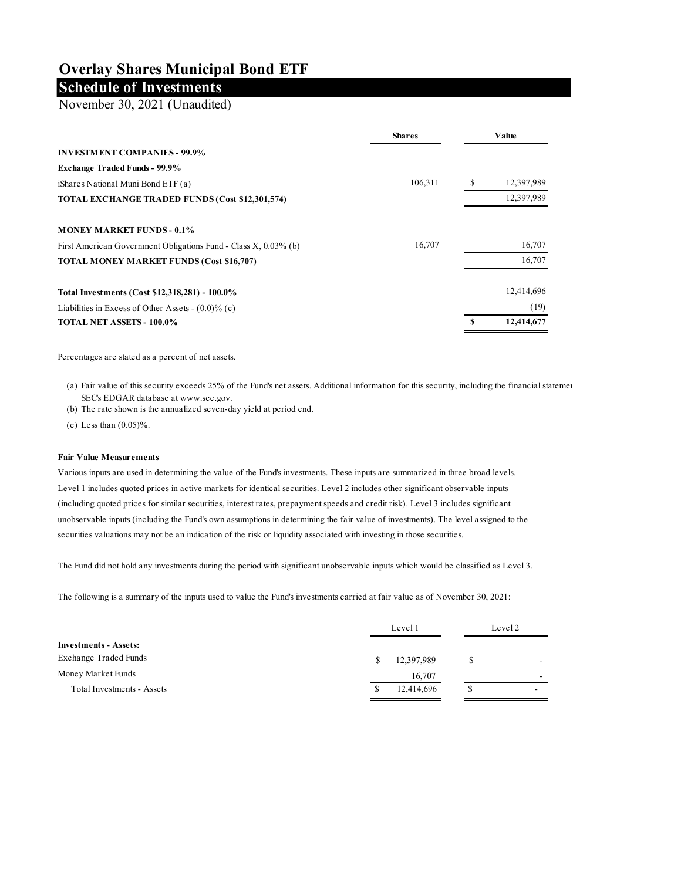# Overlay Shares Municipal Bond ETF

## Schedule of Investments

November 30, 2021 (Unaudited)

| | Shares | Value |
|---|---|---|
| **INVESTMENT COMPANIES - 99.9%** | | |
| **Exchange Traded Funds - 99.9%** | | |
| iShares National Muni Bond ETF (a) | 106,311 | $ 12,397,989 |
| **TOTAL EXCHANGE TRADED FUNDS (Cost $12,301,574)** | | 12,397,989 |
| | | |
| **MONEY MARKET FUNDS - 0.1%** | | |
| First American Government Obligations Fund - Class X, 0.03% (b) | 16,707 | 16,707 |
| **TOTAL MONEY MARKET FUNDS (Cost $16,707)** | | 16,707 |
| | | |
| **Total Investments (Cost $12,318,281) - 100.0%** | | 12,414,696 |
| Liabilities in Excess of Other Assets - (0.0)% (c) | | (19) |
| **TOTAL NET ASSETS - 100.0%** | | **$ 12,414,677** |

Percentages are stated as a percent of net assets.

(a) Fair value of this security exceeds 25% of the Fund's net assets. Additional information for this security, including the financial statemen SEC's EDGAR database at www.sec.gov.

(b) The rate shown is the annualized seven-day yield at period end.

(c) Less than (0.05)%.

**Fair Value Measurements**

Various inputs are used in determining the value of the Fund's investments. These inputs are summarized in three broad levels. Level 1 includes quoted prices in active markets for identical securities. Level 2 includes other significant observable inputs (including quoted prices for similar securities, interest rates, prepayment speeds and credit risk). Level 3 includes significant unobservable inputs (including the Fund's own assumptions in determining the fair value of investments). The level assigned to the securities valuations may not be an indication of the risk or liquidity associated with investing in those securities.

The Fund did not hold any investments during the period with significant unobservable inputs which would be classified as Level 3.

The following is a summary of the inputs used to value the Fund's investments carried at fair value as of November 30, 2021:

| | Level 1 | Level 2 |
|---|---|---|
| **Investments - Assets:** | | |
| Exchange Traded Funds | $ 12,397,989 | $ - |
| Money Market Funds | 16,707 | - |
| Total Investments - Assets | $ 12,414,696 | $ - |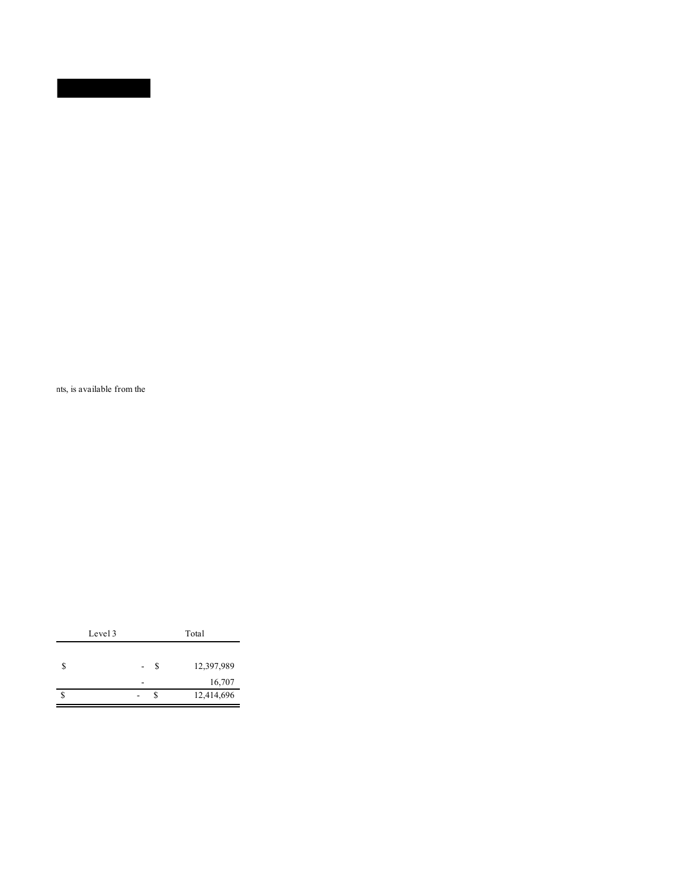nts, is available from the

| Level 3 | | Total |
|---|---|---|
| $ | - | $ 12,397,989 |
| | - | 16,707 |
| $ | - | $ 12,414,696 |